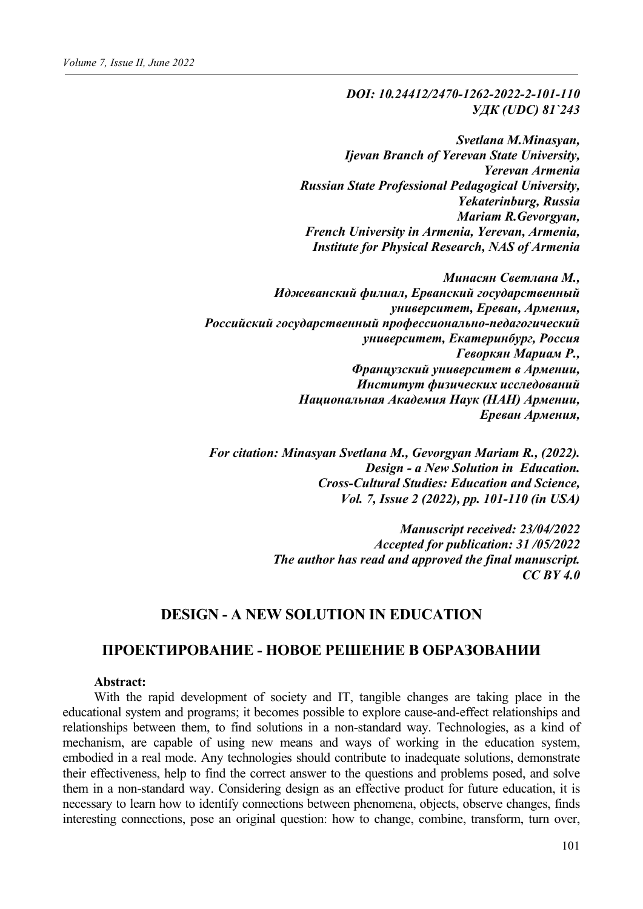***DOI: 10.24412/2470-1262-2022-2-101-110***
***УДК (UDC) 81`243***

***Svetlana M.Minasyan,***
***Ijevan Branch of Yerevan State University,***
***Yerevan Armenia***
***Russian State Professional Pedagogical University,***
***Yekaterinburg, Russia***
***Mariam R.Gevorgyan,***
***French University in Armenia, Yerevan, Armenia,***
***Institute for Physical Research, NAS of Armenia***

***Минасян Светлана М.,***
***Иджеванский филиал, Ерванский государственный***
***университет, Ереван, Армения,***
***Российский государственный профессионально-педагогический***
***университет, Екатеринбург, Россия***
***Геворкян Мариам Р.,***
***Французский университет в Армении,***
***Институт физических исследований***
***Национальная Академия Наук (НАН) Армении,***
***Ереван Армения,***

***For citation: Minasyan Svetlana M., Gevorgyan Mariam R., (2022).***
***Design - a New Solution in Education.***
***Cross-Cultural Studies: Education and Science,***
***Vol. 7, Issue 2 (2022), pp. 101-110 (in USA)***

***Manuscript received: 23/04/2022***
***Accepted for publication: 31 /05/2022***
***The author has read and approved the final manuscript.***
***CC BY 4.0***

# DESIGN - A NEW SOLUTION IN EDUCATION

# ПРОЕКТИРОВАНИЕ - НОВОЕ РЕШЕНИЕ В ОБРАЗОВАНИИ

**Abstract:**

With the rapid development of society and IT, tangible changes are taking place in the educational system and programs; it becomes possible to explore cause-and-effect relationships and relationships between them, to find solutions in a non-standard way. Technologies, as a kind of mechanism, are capable of using new means and ways of working in the education system, embodied in a real mode. Any technologies should contribute to inadequate solutions, demonstrate their effectiveness, help to find the correct answer to the questions and problems posed, and solve them in a non-standard way. Considering design as an effective product for future education, it is necessary to learn how to identify connections between phenomena, objects, observe changes, finds interesting connections, pose an original question: how to change, combine, transform, turn over,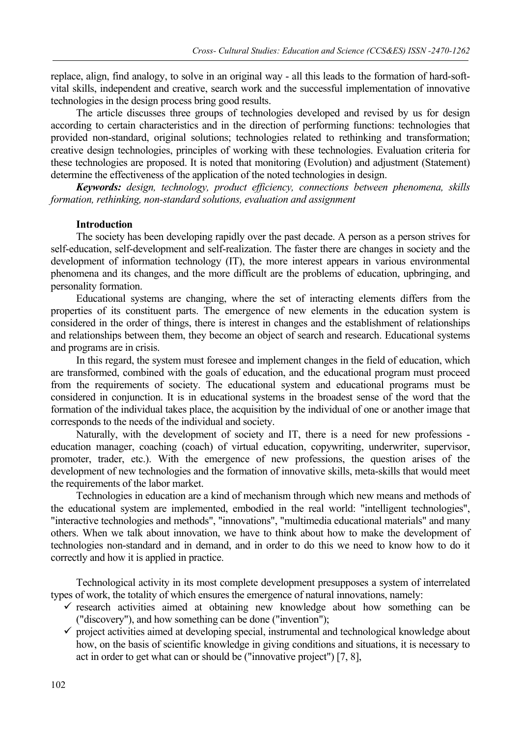replace, align, find analogy, to solve in an original way - all this leads to the formation of hard-soft-vital skills, independent and creative, search work and the successful implementation of innovative technologies in the design process bring good results.

The article discusses three groups of technologies developed and revised by us for design according to certain characteristics and in the direction of performing functions: technologies that provided non-standard, original solutions; technologies related to rethinking and transformation; creative design technologies, principles of working with these technologies. Evaluation criteria for these technologies are proposed. It is noted that monitoring (Evolution) and adjustment (Statement) determine the effectiveness of the application of the noted technologies in design.

***Keywords:*** *design, technology, product efficiency, connections between phenomena, skills formation, rethinking, non-standard solutions, evaluation and assignment*

## Introduction

The society has been developing rapidly over the past decade. A person as a person strives for self-education, self-development and self-realization. The faster there are changes in society and the development of information technology (IT), the more interest appears in various environmental phenomena and its changes, and the more difficult are the problems of education, upbringing, and personality formation.

Educational systems are changing, where the set of interacting elements differs from the properties of its constituent parts. The emergence of new elements in the education system is considered in the order of things, there is interest in changes and the establishment of relationships and relationships between them, they become an object of search and research. Educational systems and programs are in crisis.

In this regard, the system must foresee and implement changes in the field of education, which are transformed, combined with the goals of education, and the educational program must proceed from the requirements of society. The educational system and educational programs must be considered in conjunction. It is in educational systems in the broadest sense of the word that the formation of the individual takes place, the acquisition by the individual of one or another image that corresponds to the needs of the individual and society.

Naturally, with the development of society and IT, there is a need for new professions - education manager, coaching (coach) of virtual education, copywriting, underwriter, supervisor, promoter, trader, etc.). With the emergence of new professions, the question arises of the development of new technologies and the formation of innovative skills, meta-skills that would meet the requirements of the labor market.

Technologies in education are a kind of mechanism through which new means and methods of the educational system are implemented, embodied in the real world: "intelligent technologies", "interactive technologies and methods", "innovations", "multimedia educational materials" and many others. When we talk about innovation, we have to think about how to make the development of technologies non-standard and in demand, and in order to do this we need to know how to do it correctly and how it is applied in practice.

Technological activity in its most complete development presupposes a system of interrelated types of work, the totality of which ensures the emergence of natural innovations, namely:

- ✓ research activities aimed at obtaining new knowledge about how something can be ("discovery"), and how something can be done ("invention");
- ✓ project activities aimed at developing special, instrumental and technological knowledge about how, on the basis of scientific knowledge in giving conditions and situations, it is necessary to act in order to get what can or should be ("innovative project") [7, 8],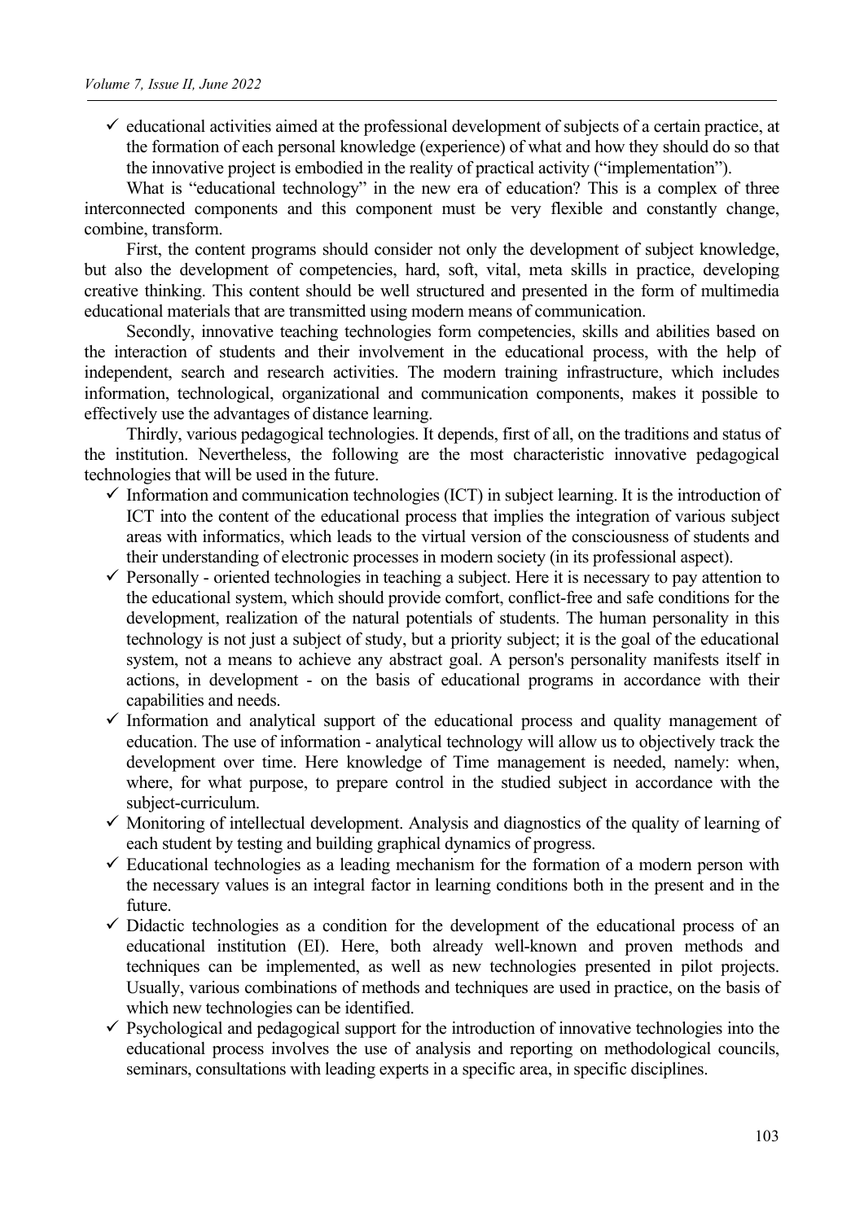- ✓ educational activities aimed at the professional development of subjects of a certain practice, at the formation of each personal knowledge (experience) of what and how they should do so that the innovative project is embodied in the reality of practical activity ("implementation").

What is "educational technology" in the new era of education? This is a complex of three interconnected components and this component must be very flexible and constantly change, combine, transform.

First, the content programs should consider not only the development of subject knowledge, but also the development of competencies, hard, soft, vital, meta skills in practice, developing creative thinking. This content should be well structured and presented in the form of multimedia educational materials that are transmitted using modern means of communication.

Secondly, innovative teaching technologies form competencies, skills and abilities based on the interaction of students and their involvement in the educational process, with the help of independent, search and research activities. The modern training infrastructure, which includes information, technological, organizational and communication components, makes it possible to effectively use the advantages of distance learning.

Thirdly, various pedagogical technologies. It depends, first of all, on the traditions and status of the institution. Nevertheless, the following are the most characteristic innovative pedagogical technologies that will be used in the future.

- ✓ Information and communication technologies (ICT) in subject learning. It is the introduction of ICT into the content of the educational process that implies the integration of various subject areas with informatics, which leads to the virtual version of the consciousness of students and their understanding of electronic processes in modern society (in its professional aspect).
- ✓ Personally - oriented technologies in teaching a subject. Here it is necessary to pay attention to the educational system, which should provide comfort, conflict-free and safe conditions for the development, realization of the natural potentials of students. The human personality in this technology is not just a subject of study, but a priority subject; it is the goal of the educational system, not a means to achieve any abstract goal. A person's personality manifests itself in actions, in development - on the basis of educational programs in accordance with their capabilities and needs.
- ✓ Information and analytical support of the educational process and quality management of education. The use of information - analytical technology will allow us to objectively track the development over time. Here knowledge of Time management is needed, namely: when, where, for what purpose, to prepare control in the studied subject in accordance with the subject-curriculum.
- ✓ Monitoring of intellectual development. Analysis and diagnostics of the quality of learning of each student by testing and building graphical dynamics of progress.
- ✓ Educational technologies as a leading mechanism for the formation of a modern person with the necessary values is an integral factor in learning conditions both in the present and in the future.
- ✓ Didactic technologies as a condition for the development of the educational process of an educational institution (EI). Here, both already well-known and proven methods and techniques can be implemented, as well as new technologies presented in pilot projects. Usually, various combinations of methods and techniques are used in practice, on the basis of which new technologies can be identified.
- ✓ Psychological and pedagogical support for the introduction of innovative technologies into the educational process involves the use of analysis and reporting on methodological councils, seminars, consultations with leading experts in a specific area, in specific disciplines.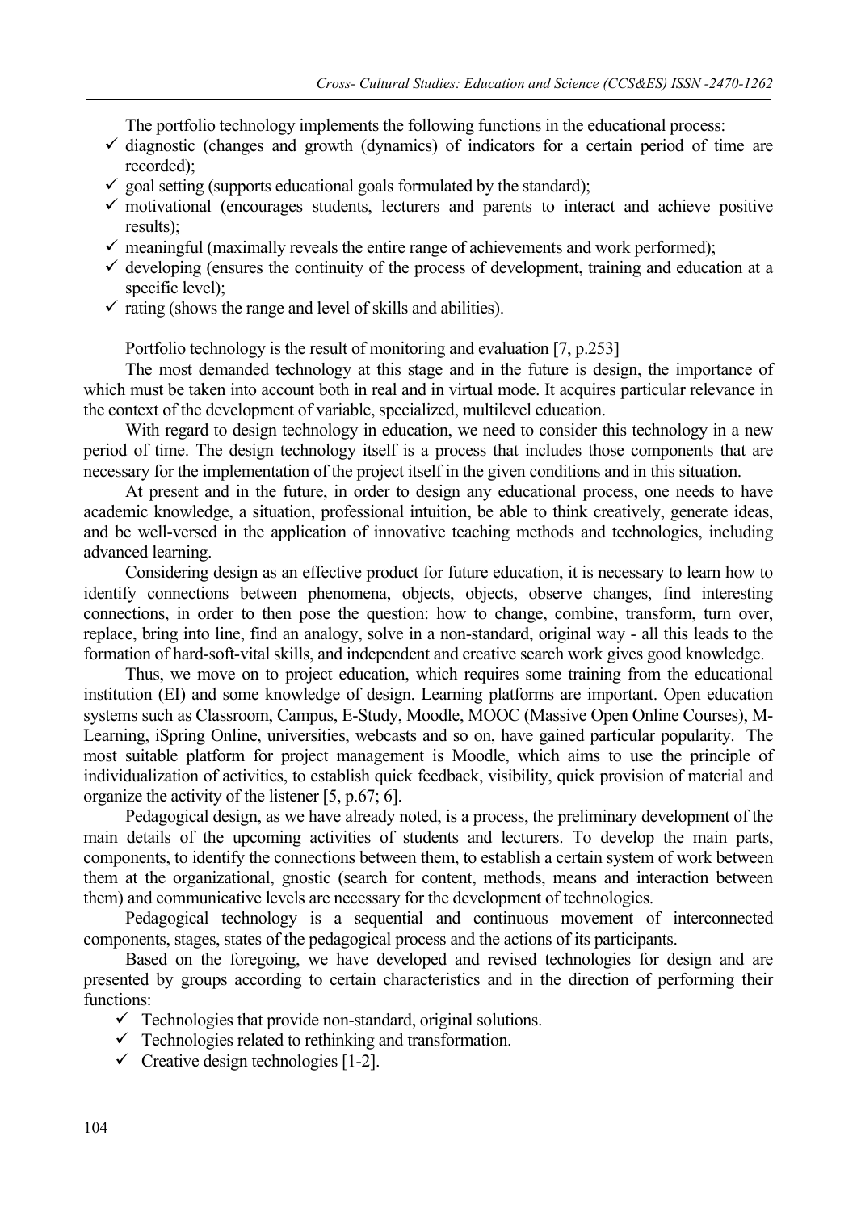The portfolio technology implements the following functions in the educational process:

- ✓ diagnostic (changes and growth (dynamics) of indicators for a certain period of time are recorded);
- ✓ goal setting (supports educational goals formulated by the standard);
- ✓ motivational (encourages students, lecturers and parents to interact and achieve positive results);
- ✓ meaningful (maximally reveals the entire range of achievements and work performed);
- ✓ developing (ensures the continuity of the process of development, training and education at a specific level);
- ✓ rating (shows the range and level of skills and abilities).

Portfolio technology is the result of monitoring and evaluation [7, p.253]

The most demanded technology at this stage and in the future is design, the importance of which must be taken into account both in real and in virtual mode. It acquires particular relevance in the context of the development of variable, specialized, multilevel education.

With regard to design technology in education, we need to consider this technology in a new period of time. The design technology itself is a process that includes those components that are necessary for the implementation of the project itself in the given conditions and in this situation.

At present and in the future, in order to design any educational process, one needs to have academic knowledge, a situation, professional intuition, be able to think creatively, generate ideas, and be well-versed in the application of innovative teaching methods and technologies, including advanced learning.

Considering design as an effective product for future education, it is necessary to learn how to identify connections between phenomena, objects, objects, observe changes, find interesting connections, in order to then pose the question: how to change, combine, transform, turn over, replace, bring into line, find an analogy, solve in a non-standard, original way - all this leads to the formation of hard-soft-vital skills, and independent and creative search work gives good knowledge.

Thus, we move on to project education, which requires some training from the educational institution (EI) and some knowledge of design. Learning platforms are important. Open education systems such as Classroom, Campus, E-Study, Moodle, MOOC (Massive Open Online Courses), M-Learning, iSpring Online, universities, webcasts and so on, have gained particular popularity. The most suitable platform for project management is Moodle, which aims to use the principle of individualization of activities, to establish quick feedback, visibility, quick provision of material and organize the activity of the listener [5, p.67; 6].

Pedagogical design, as we have already noted, is a process, the preliminary development of the main details of the upcoming activities of students and lecturers. To develop the main parts, components, to identify the connections between them, to establish a certain system of work between them at the organizational, gnostic (search for content, methods, means and interaction between them) and communicative levels are necessary for the development of technologies.

Pedagogical technology is a sequential and continuous movement of interconnected components, stages, states of the pedagogical process and the actions of its participants.

Based on the foregoing, we have developed and revised technologies for design and are presented by groups according to certain characteristics and in the direction of performing their functions:

- ✓ Technologies that provide non-standard, original solutions.
- ✓ Technologies related to rethinking and transformation.
- ✓ Creative design technologies [1-2].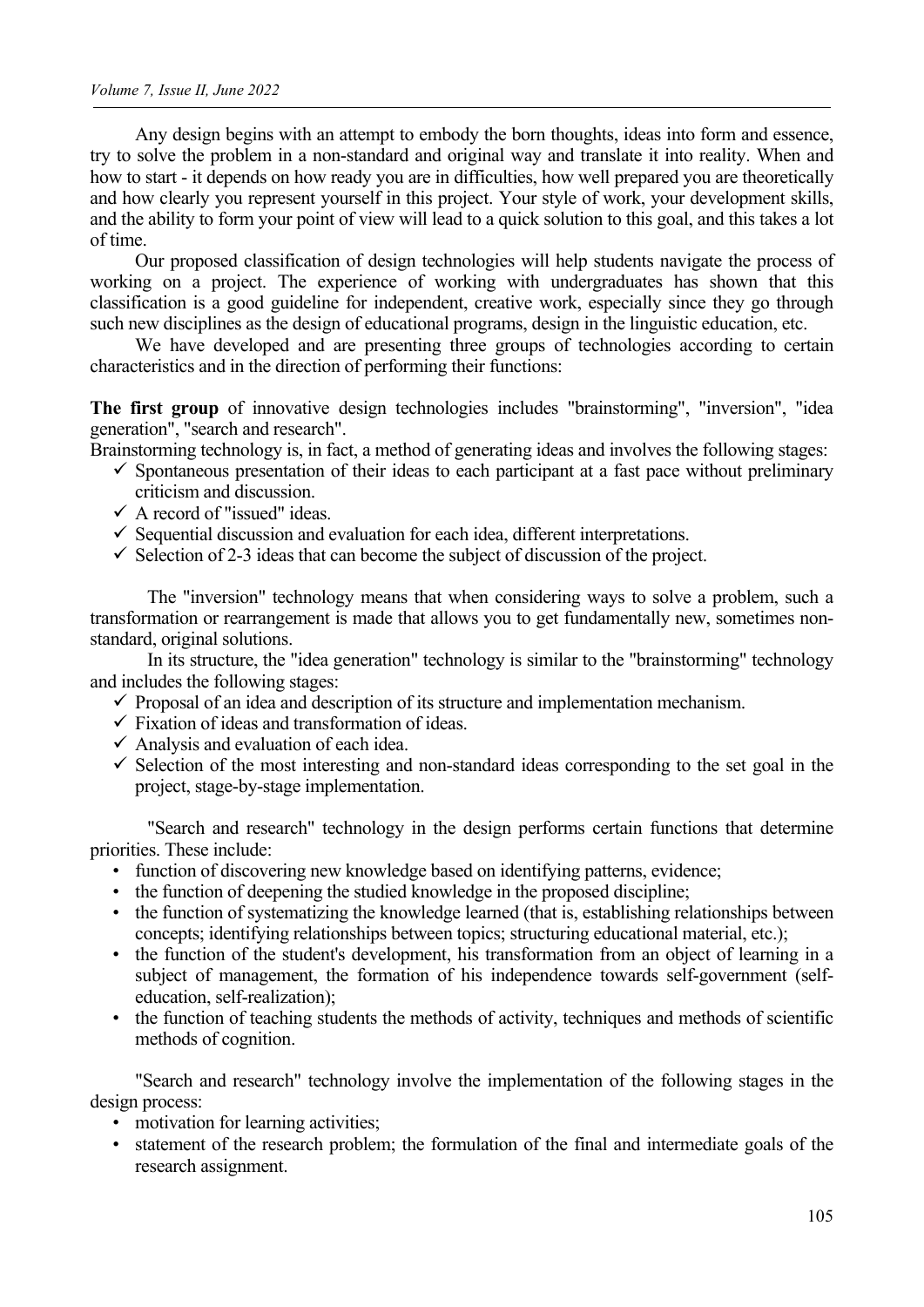Any design begins with an attempt to embody the born thoughts, ideas into form and essence, try to solve the problem in a non-standard and original way and translate it into reality. When and how to start - it depends on how ready you are in difficulties, how well prepared you are theoretically and how clearly you represent yourself in this project. Your style of work, your development skills, and the ability to form your point of view will lead to a quick solution to this goal, and this takes a lot of time.

Our proposed classification of design technologies will help students navigate the process of working on a project. The experience of working with undergraduates has shown that this classification is a good guideline for independent, creative work, especially since they go through such new disciplines as the design of educational programs, design in the linguistic education, etc.

We have developed and are presenting three groups of technologies according to certain characteristics and in the direction of performing their functions:

**The first group** of innovative design technologies includes "brainstorming", "inversion", "idea generation", "search and research".

Brainstorming technology is, in fact, a method of generating ideas and involves the following stages:

- ✓ Spontaneous presentation of their ideas to each participant at a fast pace without preliminary criticism and discussion.
- ✓ A record of "issued" ideas.
- ✓ Sequential discussion and evaluation for each idea, different interpretations.
- ✓ Selection of 2-3 ideas that can become the subject of discussion of the project.

The "inversion" technology means that when considering ways to solve a problem, such a transformation or rearrangement is made that allows you to get fundamentally new, sometimes non-standard, original solutions.

In its structure, the "idea generation" technology is similar to the "brainstorming" technology and includes the following stages:

- ✓ Proposal of an idea and description of its structure and implementation mechanism.
- ✓ Fixation of ideas and transformation of ideas.
- ✓ Analysis and evaluation of each idea.
- ✓ Selection of the most interesting and non-standard ideas corresponding to the set goal in the project, stage-by-stage implementation.

"Search and research" technology in the design performs certain functions that determine priorities. These include:

- function of discovering new knowledge based on identifying patterns, evidence;
- the function of deepening the studied knowledge in the proposed discipline;
- the function of systematizing the knowledge learned (that is, establishing relationships between concepts; identifying relationships between topics; structuring educational material, etc.);
- the function of the student's development, his transformation from an object of learning in a subject of management, the formation of his independence towards self-government (self-education, self-realization);
- the function of teaching students the methods of activity, techniques and methods of scientific methods of cognition.

"Search and research" technology involve the implementation of the following stages in the design process:

- motivation for learning activities;
- statement of the research problem; the formulation of the final and intermediate goals of the research assignment.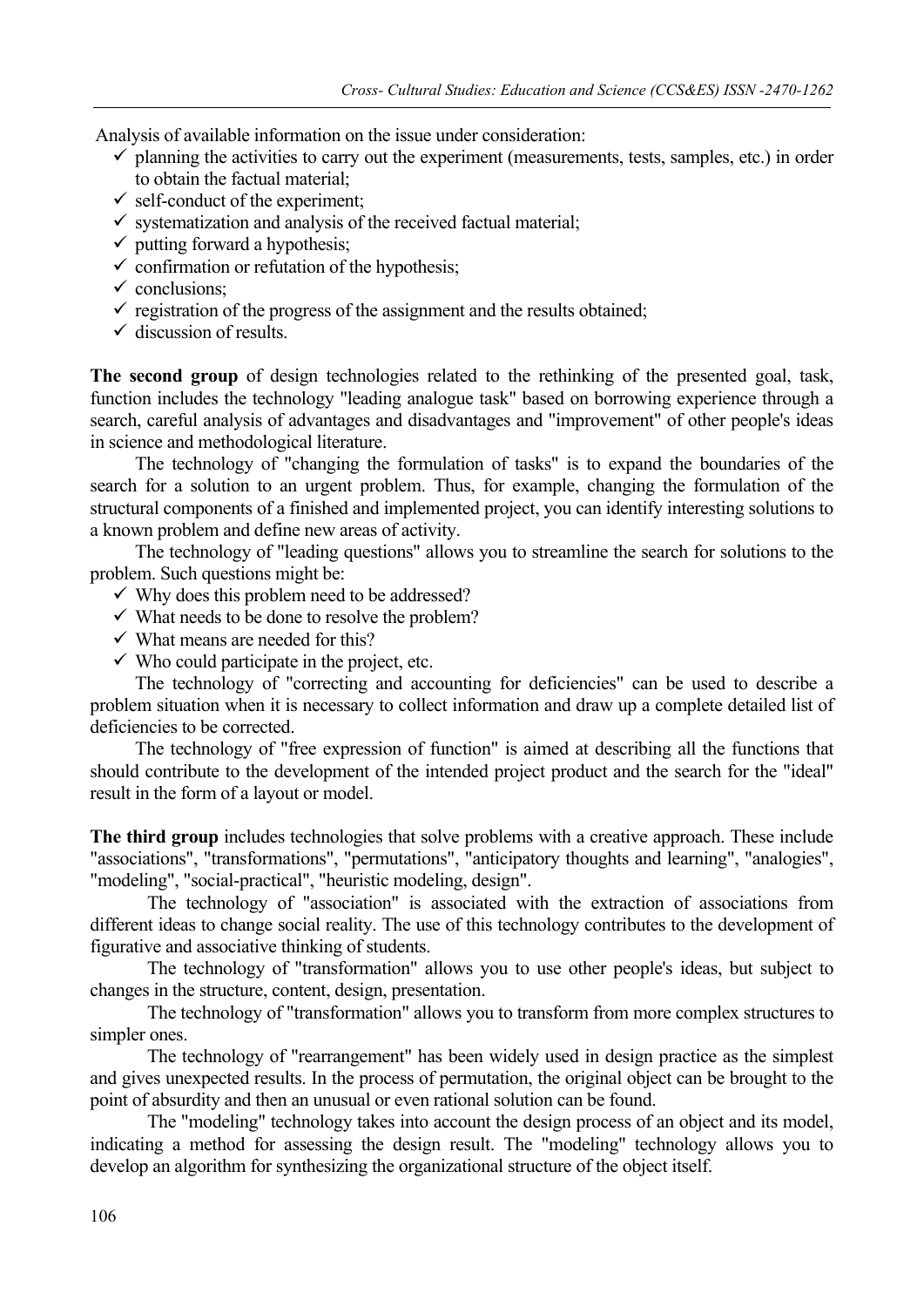Analysis of available information on the issue under consideration:

- ✓ planning the activities to carry out the experiment (measurements, tests, samples, etc.) in order to obtain the factual material;
- ✓ self-conduct of the experiment;
- ✓ systematization and analysis of the received factual material;
- ✓ putting forward a hypothesis;
- ✓ confirmation or refutation of the hypothesis;
- ✓ conclusions;
- ✓ registration of the progress of the assignment and the results obtained;
- ✓ discussion of results.

**The second group** of design technologies related to the rethinking of the presented goal, task, function includes the technology "leading analogue task" based on borrowing experience through a search, careful analysis of advantages and disadvantages and "improvement" of other people's ideas in science and methodological literature.

The technology of "changing the formulation of tasks" is to expand the boundaries of the search for a solution to an urgent problem. Thus, for example, changing the formulation of the structural components of a finished and implemented project, you can identify interesting solutions to a known problem and define new areas of activity.

The technology of "leading questions" allows you to streamline the search for solutions to the problem. Such questions might be:

- ✓ Why does this problem need to be addressed?
- ✓ What needs to be done to resolve the problem?
- ✓ What means are needed for this?
- ✓ Who could participate in the project, etc.

The technology of "correcting and accounting for deficiencies" can be used to describe a problem situation when it is necessary to collect information and draw up a complete detailed list of deficiencies to be corrected.

The technology of "free expression of function" is aimed at describing all the functions that should contribute to the development of the intended project product and the search for the "ideal" result in the form of a layout or model.

**The third group** includes technologies that solve problems with a creative approach. These include "associations", "transformations", "permutations", "anticipatory thoughts and learning", "analogies", "modeling", "social-practical", "heuristic modeling, design".

The technology of "association" is associated with the extraction of associations from different ideas to change social reality. The use of this technology contributes to the development of figurative and associative thinking of students.

The technology of "transformation" allows you to use other people's ideas, but subject to changes in the structure, content, design, presentation.

The technology of "transformation" allows you to transform from more complex structures to simpler ones.

The technology of "rearrangement" has been widely used in design practice as the simplest and gives unexpected results. In the process of permutation, the original object can be brought to the point of absurdity and then an unusual or even rational solution can be found.

The "modeling" technology takes into account the design process of an object and its model, indicating a method for assessing the design result. The "modeling" technology allows you to develop an algorithm for synthesizing the organizational structure of the object itself.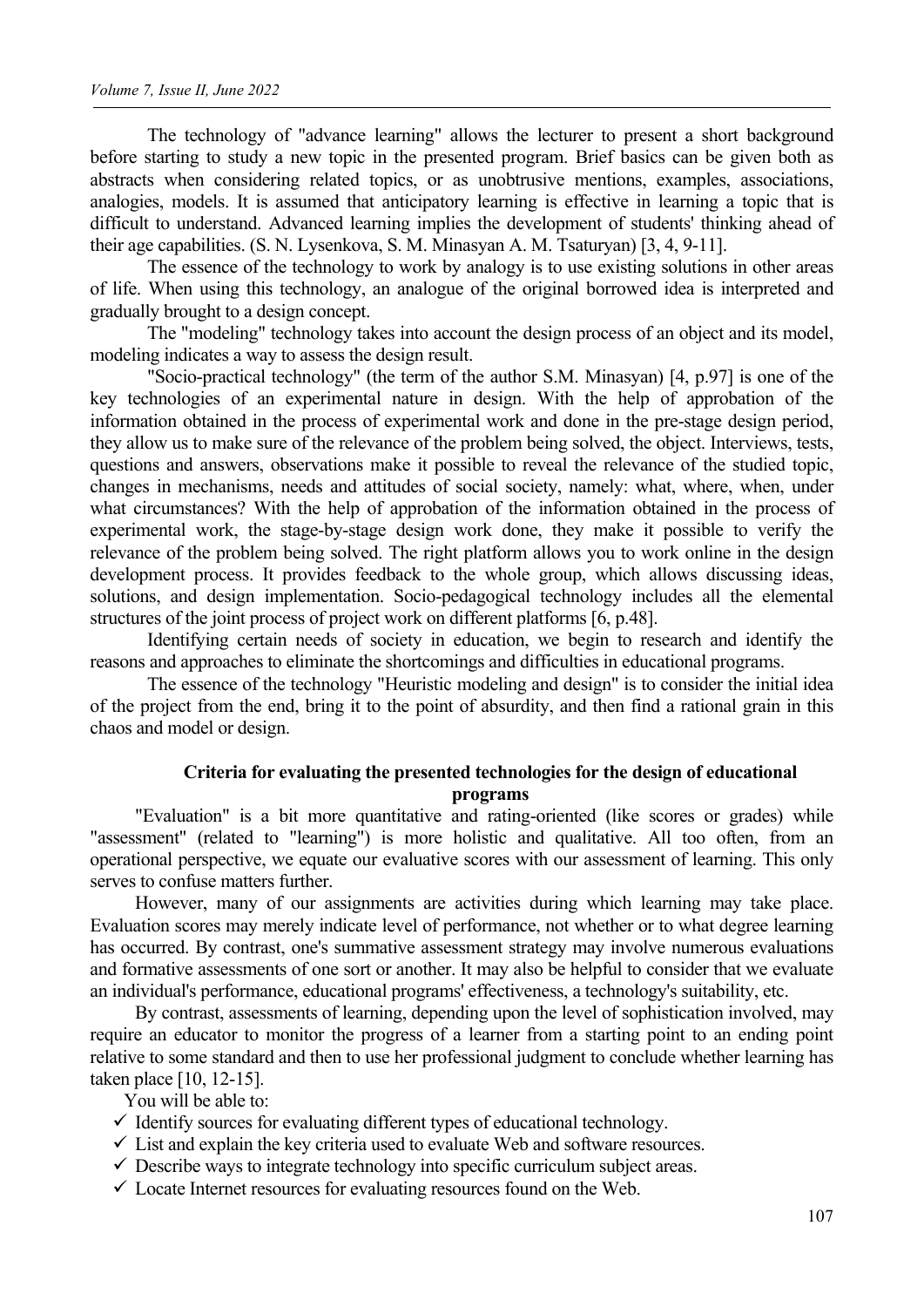The technology of "advance learning" allows the lecturer to present a short background before starting to study a new topic in the presented program. Brief basics can be given both as abstracts when considering related topics, or as unobtrusive mentions, examples, associations, analogies, models. It is assumed that anticipatory learning is effective in learning a topic that is difficult to understand. Advanced learning implies the development of students' thinking ahead of their age capabilities. (S. N. Lysenkova, S. M. Minasyan A. M. Tsaturyan) [3, 4, 9-11].

The essence of the technology to work by analogy is to use existing solutions in other areas of life. When using this technology, an analogue of the original borrowed idea is interpreted and gradually brought to a design concept.

The "modeling" technology takes into account the design process of an object and its model, modeling indicates a way to assess the design result.

"Socio-practical technology" (the term of the author S.M. Minasyan) [4, p.97] is one of the key technologies of an experimental nature in design. With the help of approbation of the information obtained in the process of experimental work and done in the pre-stage design period, they allow us to make sure of the relevance of the problem being solved, the object. Interviews, tests, questions and answers, observations make it possible to reveal the relevance of the studied topic, changes in mechanisms, needs and attitudes of social society, namely: what, where, when, under what circumstances? With the help of approbation of the information obtained in the process of experimental work, the stage-by-stage design work done, they make it possible to verify the relevance of the problem being solved. The right platform allows you to work online in the design development process. It provides feedback to the whole group, which allows discussing ideas, solutions, and design implementation. Socio-pedagogical technology includes all the elemental structures of the joint process of project work on different platforms [6, p.48].

Identifying certain needs of society in education, we begin to research and identify the reasons and approaches to eliminate the shortcomings and difficulties in educational programs.

The essence of the technology "Heuristic modeling and design" is to consider the initial idea of the project from the end, bring it to the point of absurdity, and then find a rational grain in this chaos and model or design.

## Criteria for evaluating the presented technologies for the design of educational programs

"Evaluation" is a bit more quantitative and rating-oriented (like scores or grades) while "assessment" (related to "learning") is more holistic and qualitative. All too often, from an operational perspective, we equate our evaluative scores with our assessment of learning. This only serves to confuse matters further.

However, many of our assignments are activities during which learning may take place. Evaluation scores may merely indicate level of performance, not whether or to what degree learning has occurred. By contrast, one's summative assessment strategy may involve numerous evaluations and formative assessments of one sort or another. It may also be helpful to consider that we evaluate an individual's performance, educational programs' effectiveness, a technology's suitability, etc.

By contrast, assessments of learning, depending upon the level of sophistication involved, may require an educator to monitor the progress of a learner from a starting point to an ending point relative to some standard and then to use her professional judgment to conclude whether learning has taken place [10, 12-15].

You will be able to:

- ✓ Identify sources for evaluating different types of educational technology.
- ✓ List and explain the key criteria used to evaluate Web and software resources.
- ✓ Describe ways to integrate technology into specific curriculum subject areas.
- ✓ Locate Internet resources for evaluating resources found on the Web.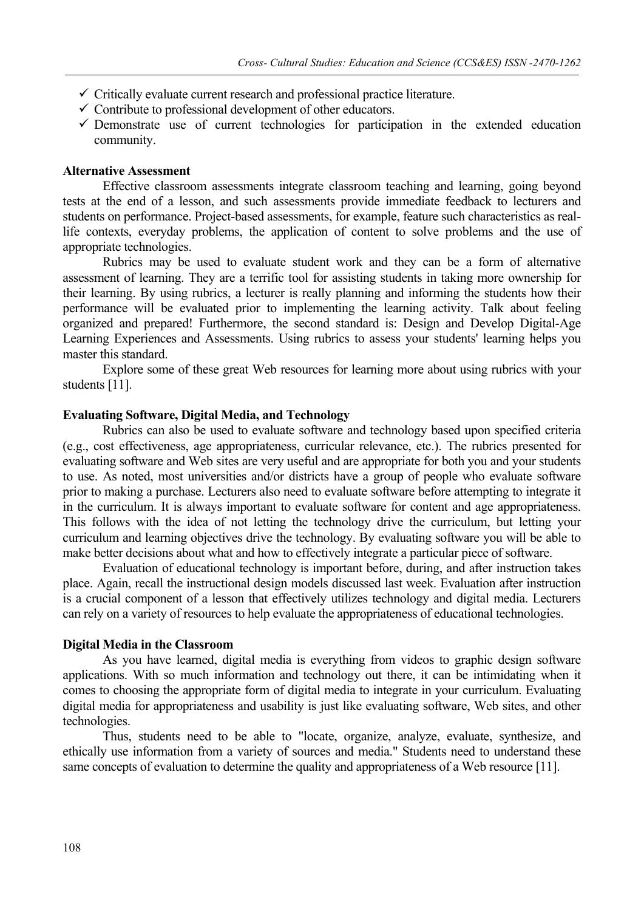- ✓ Critically evaluate current research and professional practice literature.
- ✓ Contribute to professional development of other educators.
- ✓ Demonstrate use of current technologies for participation in the extended education community.

**Alternative Assessment**

Effective classroom assessments integrate classroom teaching and learning, going beyond tests at the end of a lesson, and such assessments provide immediate feedback to lecturers and students on performance. Project-based assessments, for example, feature such characteristics as real-life contexts, everyday problems, the application of content to solve problems and the use of appropriate technologies.

Rubrics may be used to evaluate student work and they can be a form of alternative assessment of learning. They are a terrific tool for assisting students in taking more ownership for their learning. By using rubrics, a lecturer is really planning and informing the students how their performance will be evaluated prior to implementing the learning activity. Talk about feeling organized and prepared! Furthermore, the second standard is: Design and Develop Digital-Age Learning Experiences and Assessments. Using rubrics to assess your students' learning helps you master this standard.

Explore some of these great Web resources for learning more about using rubrics with your students [11].

**Evaluating Software, Digital Media, and Technology**

Rubrics can also be used to evaluate software and technology based upon specified criteria (e.g., cost effectiveness, age appropriateness, curricular relevance, etc.). The rubrics presented for evaluating software and Web sites are very useful and are appropriate for both you and your students to use. As noted, most universities and/or districts have a group of people who evaluate software prior to making a purchase. Lecturers also need to evaluate software before attempting to integrate it in the curriculum. It is always important to evaluate software for content and age appropriateness. This follows with the idea of not letting the technology drive the curriculum, but letting your curriculum and learning objectives drive the technology. By evaluating software you will be able to make better decisions about what and how to effectively integrate a particular piece of software.

Evaluation of educational technology is important before, during, and after instruction takes place. Again, recall the instructional design models discussed last week. Evaluation after instruction is a crucial component of a lesson that effectively utilizes technology and digital media. Lecturers can rely on a variety of resources to help evaluate the appropriateness of educational technologies.

**Digital Media in the Classroom**

As you have learned, digital media is everything from videos to graphic design software applications. With so much information and technology out there, it can be intimidating when it comes to choosing the appropriate form of digital media to integrate in your curriculum. Evaluating digital media for appropriateness and usability is just like evaluating software, Web sites, and other technologies.

Thus, students need to be able to "locate, organize, analyze, evaluate, synthesize, and ethically use information from a variety of sources and media." Students need to understand these same concepts of evaluation to determine the quality and appropriateness of a Web resource [11].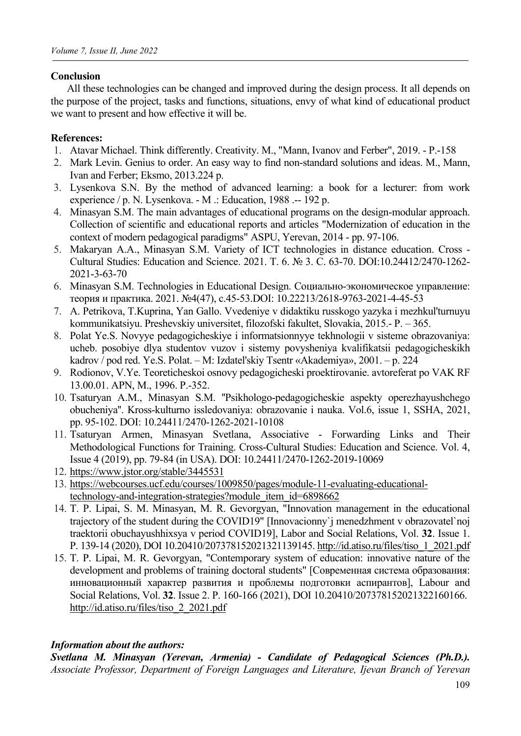## Conclusion

All these technologies can be changed and improved during the design process. It all depends on the purpose of the project, tasks and functions, situations, envy of what kind of educational product we want to present and how effective it will be.

## References:

1. Atavar Michael. Think differently. Creativity. M., "Mann, Ivanov and Ferber", 2019. - P.-158
2. Mark Levin. Genius to order. An easy way to find non-standard solutions and ideas. M., Mann, Ivan and Ferber; Eksmo, 2013.224 p.
3. Lysenkova S.N. By the method of advanced learning: a book for a lecturer: from work experience / p. N. Lysenkova. - M .: Education, 1988 .-- 192 p.
4. Minasyan S.M. The main advantages of educational programs on the design-modular approach. Collection of scientific and educational reports and articles "Modernization of education in the context of modern pedagogical paradigms" ASPU, Yerevan, 2014 - pp. 97-106.
5. Makaryan A.A., Minasyan S.M. Variety of ICT technologies in distance education. Cross - Cultural Studies: Education and Science. 2021. T. 6. № 3. C. 63-70. DOI:10.24412/2470-1262-2021-3-63-70
6. Minasyan S.M. Technologies in Educational Design. Социально-экономическое управление: теория и практика. 2021. №4(47), с.45-53.DOI: 10.22213/2618-9763-2021-4-45-53
7. A. Petrikova, T.Kuprina, Yan Gallo. Vvedeniye v didaktiku russkogo yazyka i mezhkul'turnuyu kommunikatsiyu. Preshevskiy universitet, filozofski fakultet, Slovakia, 2015.- P. – 365.
8. Polat Ye.S. Novyye pedagogicheskiye i informatsionnyye tekhnologii v sisteme obrazovaniya: ucheb. posobiye dlya studentov vuzov i sistemy povysheniya kvalifikatsii pedagogicheskikh kadrov / pod red. Ye.S. Polat. – M: Izdatel'skiy Tsentr «Akademiya», 2001. – p. 224
9. Rodionov, V.Ye. Teoreticheskoi osnovy pedagogicheski proektirovanie. avtoreferat po VAK RF 13.00.01. APN, M., 1996. P.-352.
10. Tsaturyan A.M., Minasyan S.M. "Psikhologo-pedagogicheskie aspekty operezhayushchego obucheniya". Kross-kulturno issledovaniya: obrazovanie i nauka. Vol.6, issue 1, SSHA, 2021, pp. 95-102. DOI: 10.24411/2470-1262-2021-10108
11. Tsaturyan Armen, Minasyan Svetlana, Associative - Forwarding Links and Their Methodological Functions for Training. Cross-Cultural Studies: Education and Science. Vol. 4, Issue 4 (2019), pp. 79-84 (in USA). DOI: 10.24411/2470-1262-2019-10069
12. https://www.jstor.org/stable/3445531
13. https://webcourses.ucf.edu/courses/1009850/pages/module-11-evaluating-educational-technology-and-integration-strategies?module_item_id=6898662
14. T. P. Lipai, S. M. Minasyan, M. R. Gevorgyan, "Innovation management in the educational trajectory of the student during the COVID19" [Innovacionny`j menedzhment v obrazovatel`noj traektorii obuchayushhixsya v period COVID19], Labor and Social Relations, Vol. **32**. Issue 1. P. 139-14 (2020), DOI 10.20410/207378152021321139145. http://id.atiso.ru/files/tiso_1_2021.pdf
15. T. P. Lipai, M. R. Gevorgyan, "Contemporary system of education: innovative nature of the development and problems of training doctoral students" [Современная система образования: инновационный характер развития и проблемы подготовки аспирантов], Labour and Social Relations, Vol. **32**. Issue 2. P. 160-166 (2021), DOI 10.20410/207378152021322160166. http://id.atiso.ru/files/tiso_2_2021.pdf

***Information about the authors:***

***Svetlana M. Minasyan (Yerevan, Armenia) - Candidate of Pedagogical Sciences (Ph.D.).*** *Associate Professor, Department of Foreign Languages and Literature, Ijevan Branch of Yerevan*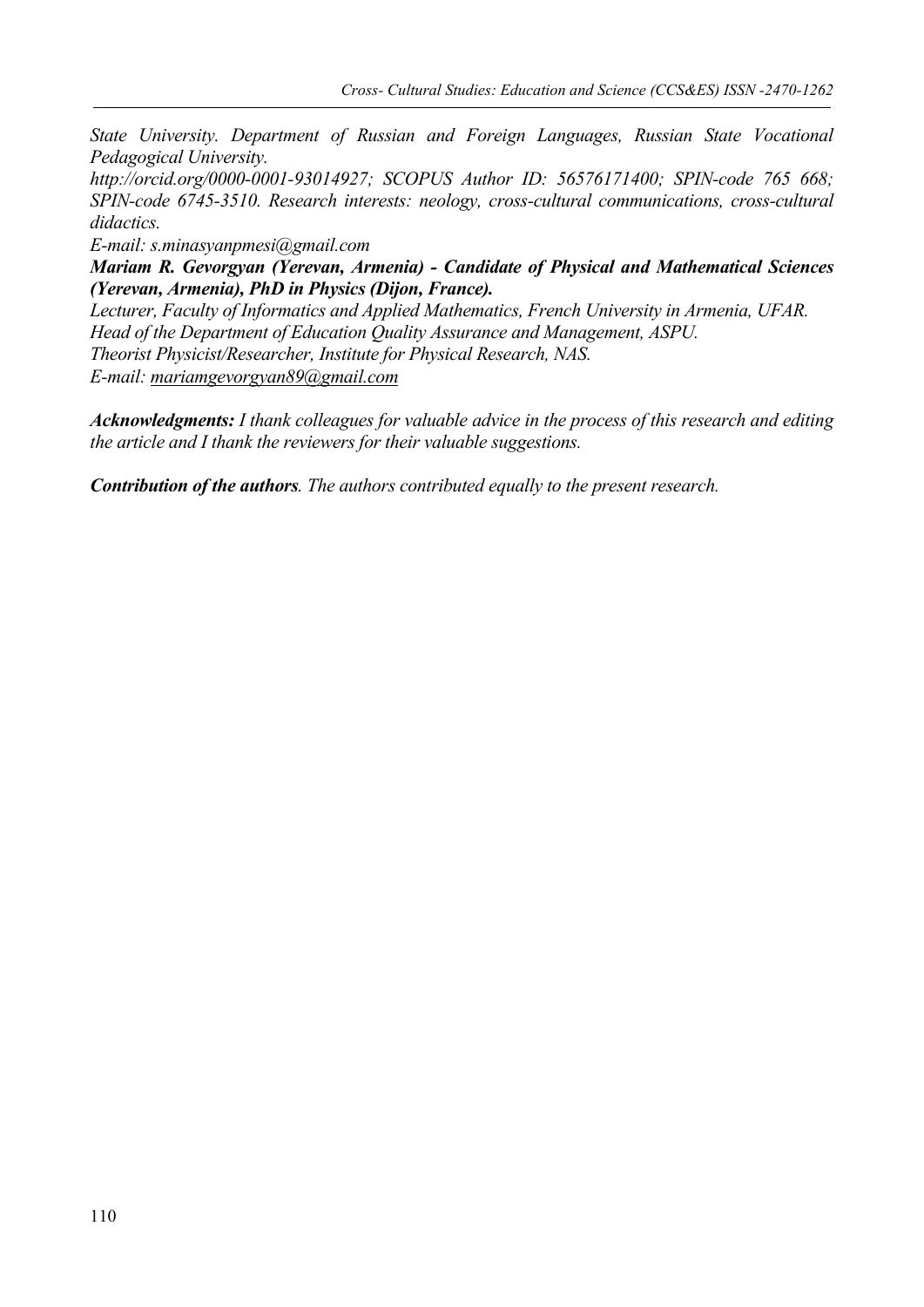*State University. Department of Russian and Foreign Languages, Russian State Vocational Pedagogical University.*
*http://orcid.org/0000-0001-93014927; SCOPUS Author ID: 56576171400; SPIN-code 765 668; SPIN-code 6745-3510. Research interests: neology, cross-cultural communications, cross-cultural didactics.*
*E-mail: s.minasyanpmesi@gmail.com*
***Mariam R. Gevorgyan (Yerevan, Armenia) - Candidate of Physical and Mathematical Sciences (Yerevan, Armenia), PhD in Physics (Dijon, France).***
*Lecturer, Faculty of Informatics and Applied Mathematics, French University in Armenia, UFAR.*
*Head of the Department of Education Quality Assurance and Management, ASPU.*
*Theorist Physicist/Researcher, Institute for Physical Research, NAS.*
*E-mail: mariamgevorgyan89@gmail.com*

***Acknowledgments:*** *I thank colleagues for valuable advice in the process of this research and editing the article and I thank the reviewers for their valuable suggestions.*

***Contribution of the authors****. The authors contributed equally to the present research.*